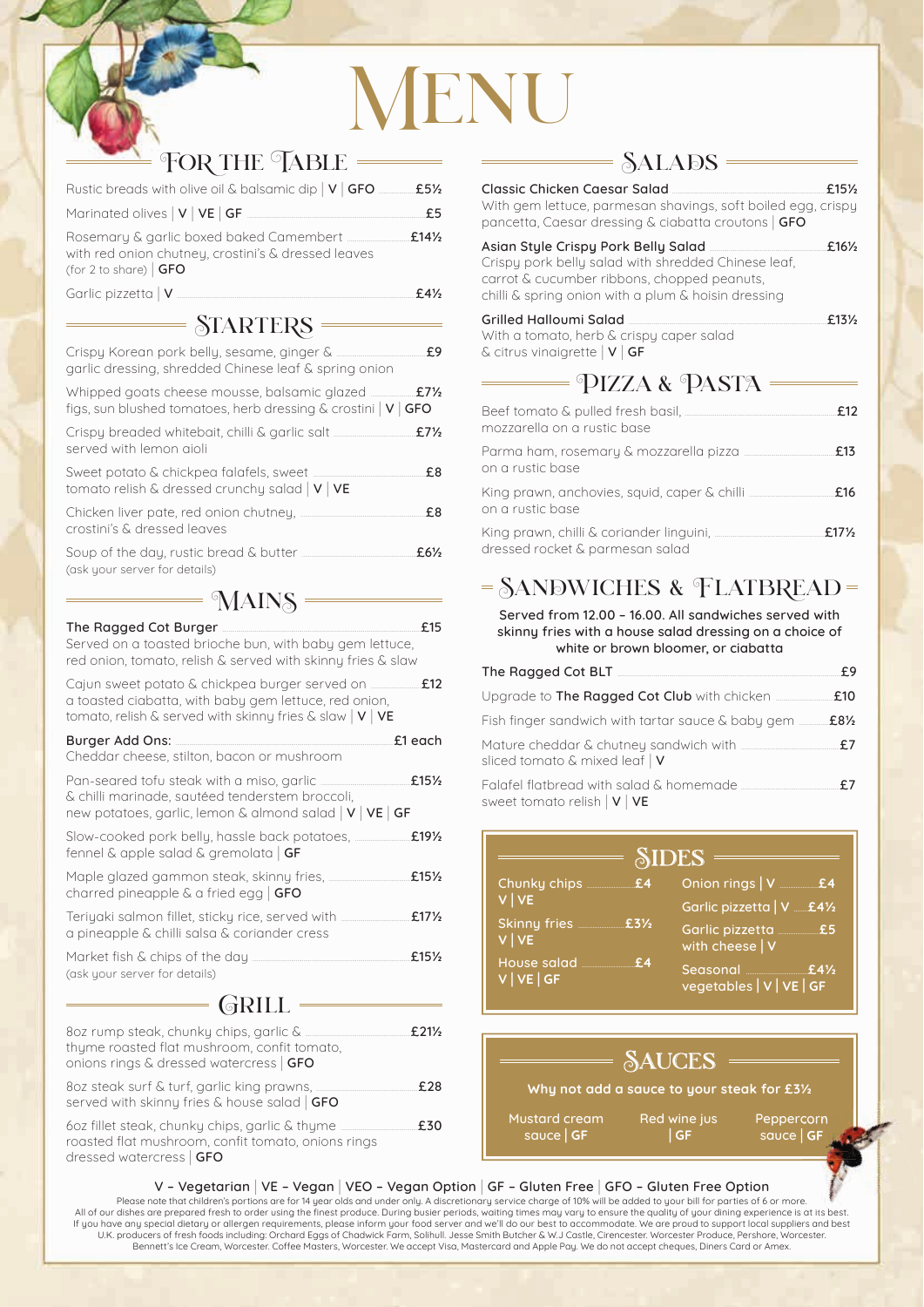# Menu

## For the Table

Rustic breads with olive oil & balsamic dip | V | GFO — £5½

Marinated olives | V | VE | GF — £5

Rosemary & garlic boxed baked Camembert with red onion chutney, crostini's & dressed leaves (for 2 to share) | GFO — £14½

Garlic pizzetta | V — £4½

## Starters

Crispy Korean pork belly, sesame, ginger & garlic dressing, shredded Chinese leaf & spring onion — £9

Whipped goats cheese mousse, balsamic glazed figs, sun blushed tomatoes, herb dressing & crostini | V | GFO — £7½

Crispy breaded whitebait, chilli & garlic salt served with lemon aioli — £7½

Sweet potato & chickpea falafels, sweet tomato relish & dressed crunchy salad | V | VE — £8

Chicken liver pate, red onion chutney, crostini's & dressed leaves — £8

Soup of the day, rustic bread & butter (ask your server for details) — £6½

## Mains

**The Ragged Cot Burger** — £15
Served on a toasted brioche bun, with baby gem lettuce, red onion, tomato, relish & served with skinny fries & slaw

Cajun sweet potato & chickpea burger served on a toasted ciabatta, with baby gem lettuce, red onion, tomato, relish & served with skinny fries & slaw | V | VE — £12

**Burger Add Ons:** — £1 each
Cheddar cheese, stilton, bacon or mushroom

Pan-seared tofu steak with a miso, garlic & chilli marinade, sautéed tenderstem broccoli, new potatoes, garlic, lemon & almond salad | V | VE | GF — £15½

Slow-cooked pork belly, hassle back potatoes, fennel & apple salad & gremolata | GF — £19½

Maple glazed gammon steak, skinny fries, charred pineapple & a fried egg | GFO — £15½

Teriyaki salmon fillet, sticky rice, served with a pineapple & chilli salsa & coriander cress — £17½

Market fish & chips of the day (ask your server for details) — £15½

## Grill

8oz rump steak, chunky chips, garlic & thyme roasted flat mushroom, confit tomato, onions rings & dressed watercress | GFO — £21½

8oz steak surf & turf, garlic king prawns, served with skinny fries & house salad | GFO — £28

6oz fillet steak, chunky chips, garlic & thyme roasted flat mushroom, confit tomato, onions rings dressed watercress | GFO — £30

## Salads

**Classic Chicken Caesar Salad** — £15½
With gem lettuce, parmesan shavings, soft boiled egg, crispy pancetta, Caesar dressing & ciabatta croutons | GFO

**Asian Style Crispy Pork Belly Salad** — £16½
Crispy pork belly salad with shredded Chinese leaf, carrot & cucumber ribbons, chopped peanuts, chilli & spring onion with a plum & hoisin dressing

**Grilled Halloumi Salad** — £13½
With a tomato, herb & crispy caper salad & citrus vinaigrette | V | GF

## Pizza & Pasta

Beef tomato & pulled fresh basil, mozzarella on a rustic base — £12

Parma ham, rosemary & mozzarella pizza on a rustic base — £13

King prawn, anchovies, squid, caper & chilli on a rustic base — £16

King prawn, chilli & coriander linguini, dressed rocket & parmesan salad — £17½

## Sandwiches & Flatbread

Served from 12.00 – 16.00. All sandwiches served with skinny fries with a house salad dressing on a choice of white or brown bloomer, or ciabatta

**The Ragged Cot BLT** — £9

Upgrade to **The Ragged Cot Club** with chicken — £10

Fish finger sandwich with tartar sauce & baby gem — £8½

Mature cheddar & chutney sandwich with sliced tomato & mixed leaf | V — £7

Falafel flatbread with salad & homemade sweet tomato relish | V | VE — £7

## Sides

Chunky chips V | VE — £4

Skinny fries V | VE — £3½

House salad V | VE | GF — £4

Onion rings | V — £4

Garlic pizzetta | V — £4½

Garlic pizzetta with cheese | V — £5

Seasonal vegetables | V | VE | GF — £4½

## Sauces

Why not add a sauce to your steak for £3½

Mustard cream sauce | GF

Red wine jus | GF

Peppercorn sauce | GF

V – Vegetarian | VE – Vegan | VEO – Vegan Option | GF – Gluten Free | GFO – Gluten Free Option

Please note that children's portions are for 14 year olds and under only. A discretionary service charge of 10% will be added to your bill for parties of 6 or more. All of our dishes are prepared fresh to order using the finest produce. During busier periods, waiting times may vary to ensure the quality of your dining experience is at its best. If you have any special dietary or allergen requirements, please inform your food server and we'll do our best to accommodate. We are proud to support local suppliers and best U.K. producers of fresh foods including: Orchard Eggs of Chadwick Farm, Solihull. Jesse Smith Butcher & W.J Castle, Cirencester. Worcester Produce, Pershore, Worcester. Bennett's Ice Cream, Worcester. Coffee Masters, Worcester. We accept Visa, Mastercard and Apple Pay. We do not accept cheques, Diners Card or Amex.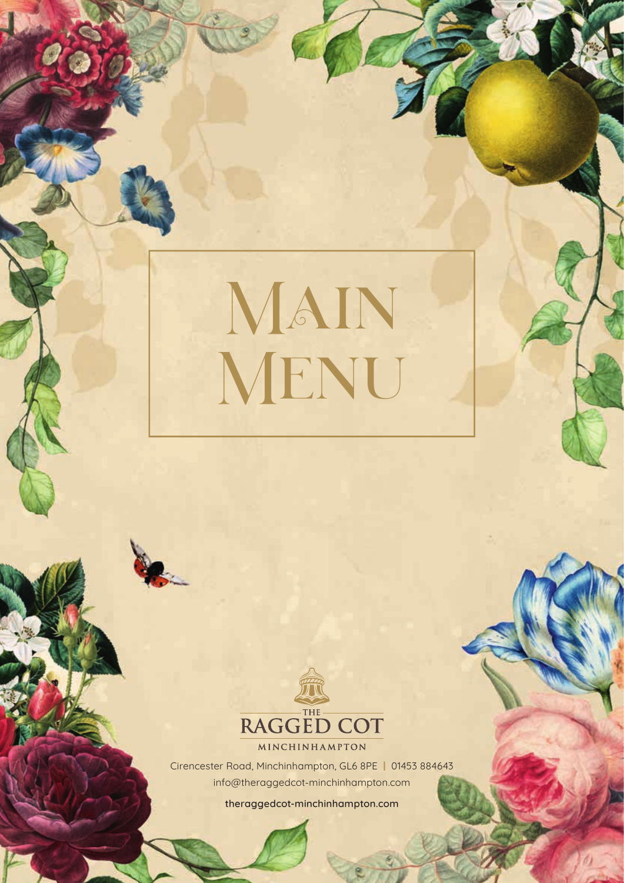# Main Menu

THE RAGGED COT

MINCHINHAMPTON

Cirencester Road, Minchinhampton, GL6 8PE | 01453 884643

info@theraggedcot-minchinhampton.com

theraggedcot-minchinhampton.com